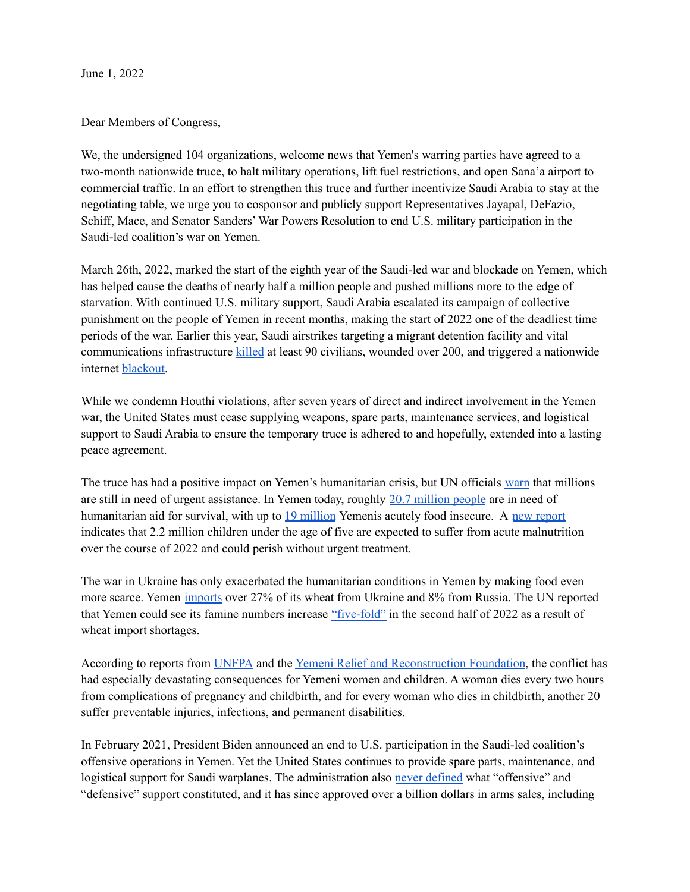June 1, 2022

Dear Members of Congress,

We, the undersigned 104 organizations, welcome news that Yemen's warring parties have agreed to a two-month nationwide truce, to halt military operations, lift fuel restrictions, and open Sana'a airport to commercial traffic. In an effort to strengthen this truce and further incentivize Saudi Arabia to stay at the negotiating table, we urge you to cosponsor and publicly support Representatives Jayapal, DeFazio, Schiff, Mace, and Senator Sanders' War Powers Resolution to end U.S. military participation in the Saudi-led coalition's war on Yemen.

March 26th, 2022, marked the start of the eighth year of the Saudi-led war and blockade on Yemen, which has helped cause the deaths of nearly half a million people and pushed millions more to the edge of starvation. With continued U.S. military support, Saudi Arabia escalated its campaign of collective punishment on the people of Yemen in recent months, making the start of 2022 one of the deadliest time periods of the war. Earlier this year, Saudi airstrikes targeting a migrant detention facility and vital communications infrastructure killed at least 90 civilians, wounded over 200, and triggered a nationwide internet blackout.

While we condemn Houthi violations, after seven years of direct and indirect involvement in the Yemen war, the United States must cease supplying weapons, spare parts, maintenance services, and logistical support to Saudi Arabia to ensure the temporary truce is adhered to and hopefully, extended into a lasting peace agreement.

The truce has had a positive impact on Yemen's humanitarian crisis, but UN officials warn that millions are still in need of urgent assistance. In Yemen today, roughly 20.7 million people are in need of humanitarian aid for survival, with up to 19 million Yemenis acutely food insecure. A new report indicates that 2.2 million children under the age of five are expected to suffer from acute malnutrition over the course of 2022 and could perish without urgent treatment.

The war in Ukraine has only exacerbated the humanitarian conditions in Yemen by making food even more scarce. Yemen imports over 27% of its wheat from Ukraine and 8% from Russia. The UN reported that Yemen could see its famine numbers increase "five-fold" in the second half of 2022 as a result of wheat import shortages.

According to reports from UNFPA and the Yemeni Relief and Reconstruction Foundation, the conflict has had especially devastating consequences for Yemeni women and children. A woman dies every two hours from complications of pregnancy and childbirth, and for every woman who dies in childbirth, another 20 suffer preventable injuries, infections, and permanent disabilities.

In February 2021, President Biden announced an end to U.S. participation in the Saudi-led coalition's offensive operations in Yemen. Yet the United States continues to provide spare parts, maintenance, and logistical support for Saudi warplanes. The administration also never defined what "offensive" and "defensive" support constituted, and it has since approved over a billion dollars in arms sales, including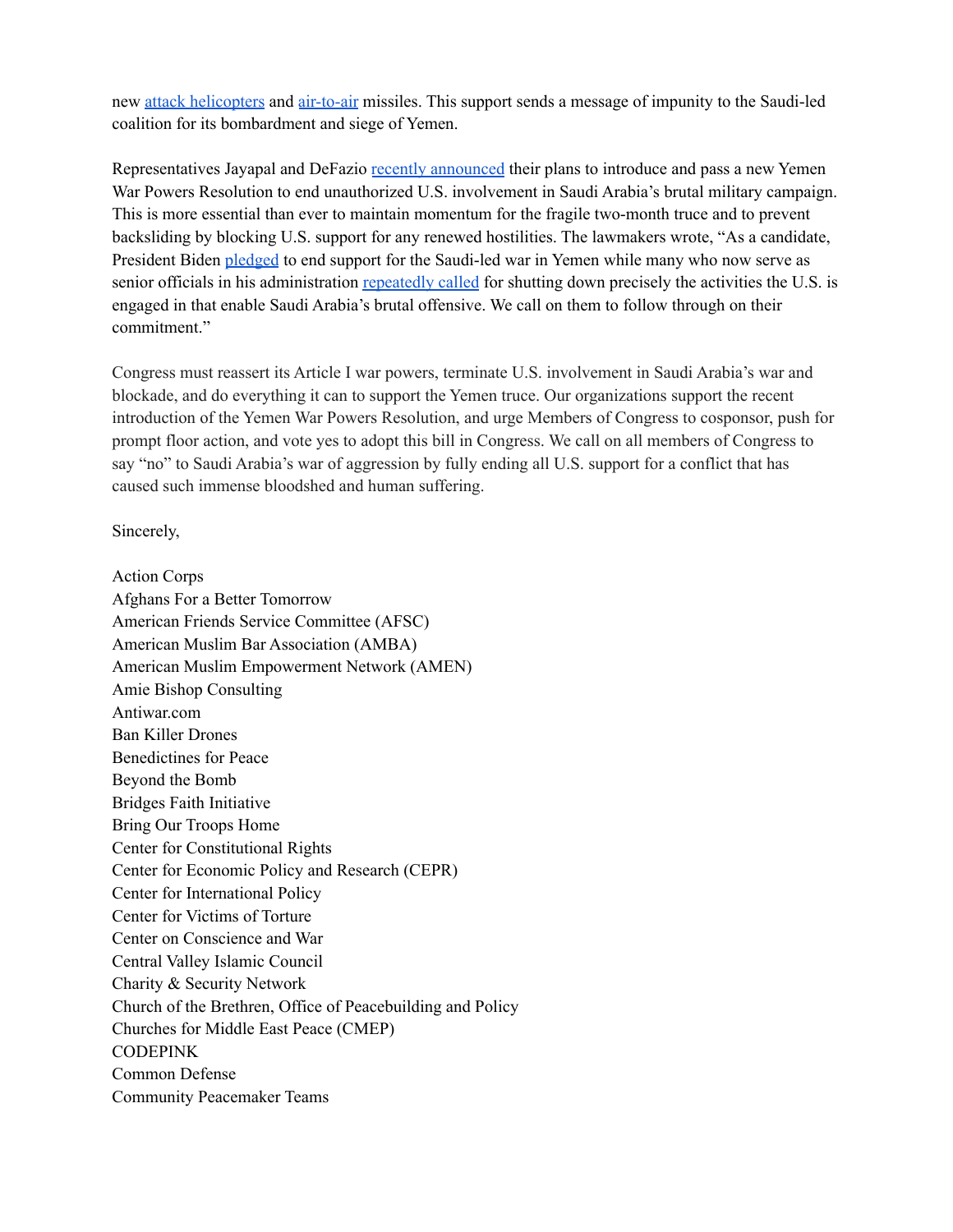new attack helicopters and air-to-air missiles. This support sends a message of impunity to the Saudi-led coalition for its bombardment and siege of Yemen.

Representatives Jayapal and DeFazio recently announced their plans to introduce and pass a new Yemen War Powers Resolution to end unauthorized U.S. involvement in Saudi Arabia's brutal military campaign. This is more essential than ever to maintain momentum for the fragile two-month truce and to prevent backsliding by blocking U.S. support for any renewed hostilities. The lawmakers wrote, "As a candidate, President Biden pledged to end support for the Saudi-led war in Yemen while many who now serve as senior officials in his administration repeatedly called for shutting down precisely the activities the U.S. is engaged in that enable Saudi Arabia's brutal offensive. We call on them to follow through on their commitment."

Congress must reassert its Article I war powers, terminate U.S. involvement in Saudi Arabia's war and blockade, and do everything it can to support the Yemen truce. Our organizations support the recent introduction of the Yemen War Powers Resolution, and urge Members of Congress to cosponsor, push for prompt floor action, and vote yes to adopt this bill in Congress. We call on all members of Congress to say "no" to Saudi Arabia's war of aggression by fully ending all U.S. support for a conflict that has caused such immense bloodshed and human suffering.

Sincerely,

Action Corps
Afghans For a Better Tomorrow
American Friends Service Committee (AFSC)
American Muslim Bar Association (AMBA)
American Muslim Empowerment Network (AMEN)
Amie Bishop Consulting
Antiwar.com
Ban Killer Drones
Benedictines for Peace
Beyond the Bomb
Bridges Faith Initiative
Bring Our Troops Home
Center for Constitutional Rights
Center for Economic Policy and Research (CEPR)
Center for International Policy
Center for Victims of Torture
Center on Conscience and War
Central Valley Islamic Council
Charity & Security Network
Church of the Brethren, Office of Peacebuilding and Policy
Churches for Middle East Peace (CMEP)
CODEPINK
Common Defense
Community Peacemaker Teams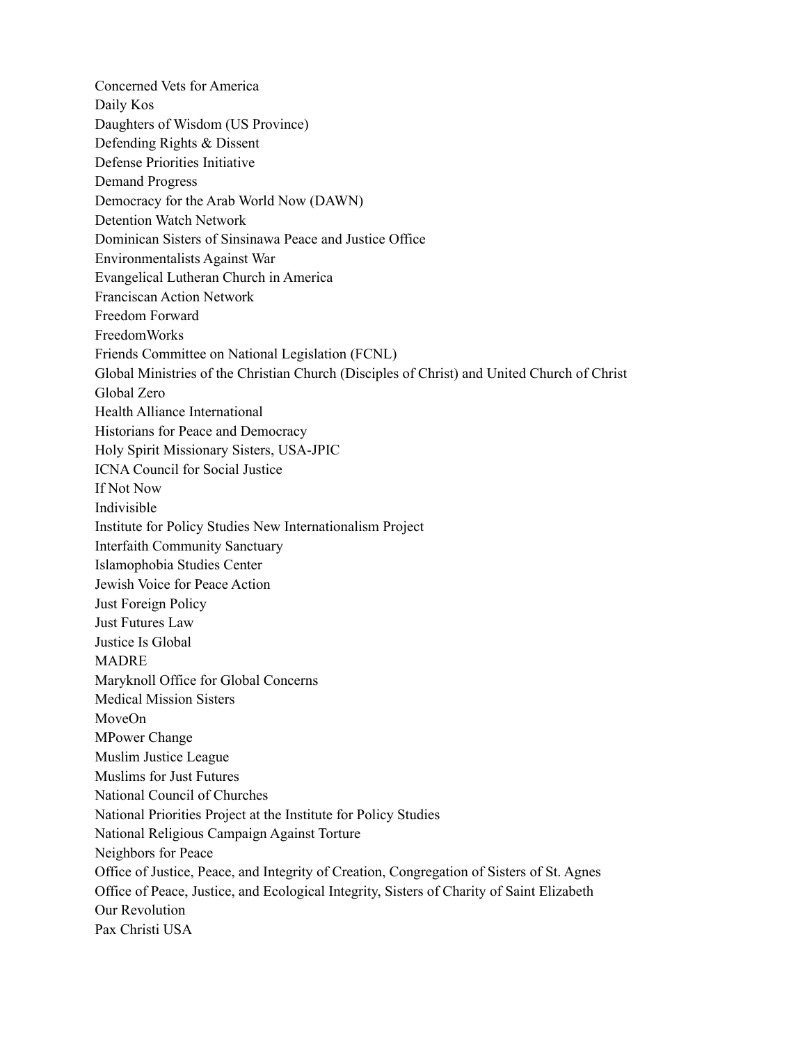Concerned Vets for America
Daily Kos
Daughters of Wisdom (US Province)
Defending Rights & Dissent
Defense Priorities Initiative
Demand Progress
Democracy for the Arab World Now (DAWN)
Detention Watch Network
Dominican Sisters of Sinsinawa Peace and Justice Office
Environmentalists Against War
Evangelical Lutheran Church in America
Franciscan Action Network
Freedom Forward
FreedomWorks
Friends Committee on National Legislation (FCNL)
Global Ministries of the Christian Church (Disciples of Christ) and United Church of Christ
Global Zero
Health Alliance International
Historians for Peace and Democracy
Holy Spirit Missionary Sisters, USA-JPIC
ICNA Council for Social Justice
If Not Now
Indivisible
Institute for Policy Studies New Internationalism Project
Interfaith Community Sanctuary
Islamophobia Studies Center
Jewish Voice for Peace Action
Just Foreign Policy
Just Futures Law
Justice Is Global
MADRE
Maryknoll Office for Global Concerns
Medical Mission Sisters
MoveOn
MPower Change
Muslim Justice League
Muslims for Just Futures
National Council of Churches
National Priorities Project at the Institute for Policy Studies
National Religious Campaign Against Torture
Neighbors for Peace
Office of Justice, Peace, and Integrity of Creation, Congregation of Sisters of St. Agnes
Office of Peace, Justice, and Ecological Integrity, Sisters of Charity of Saint Elizabeth
Our Revolution
Pax Christi USA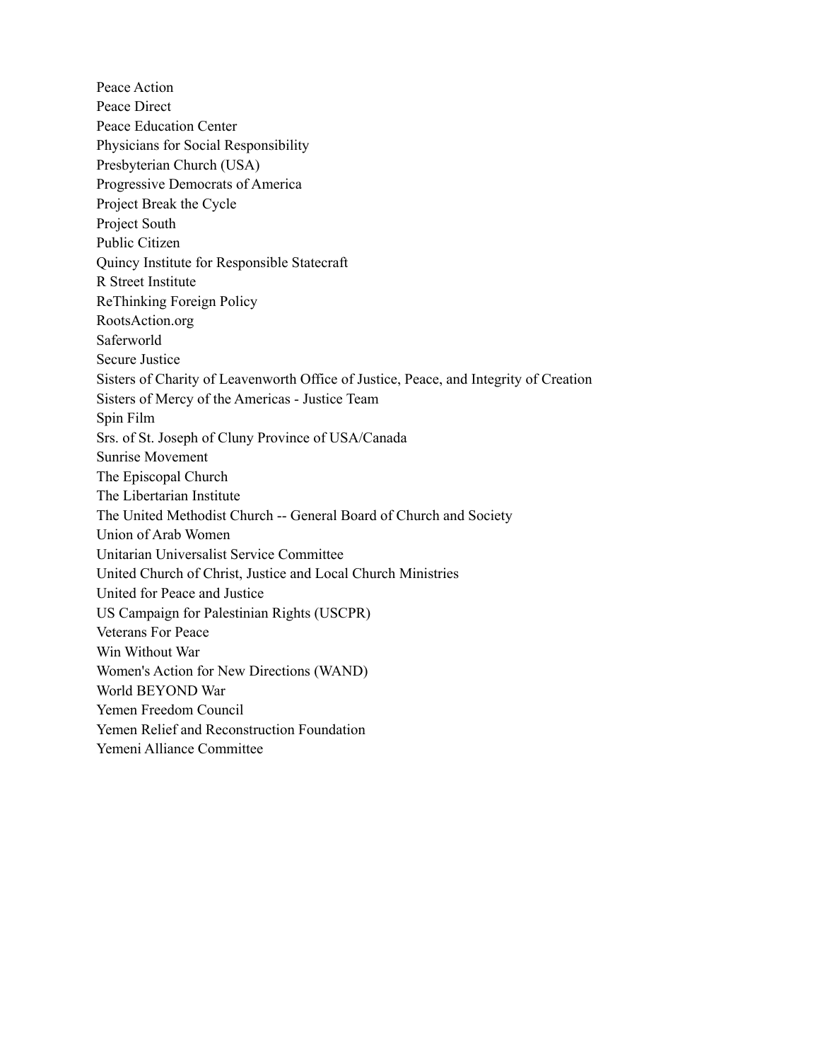Peace Action
Peace Direct
Peace Education Center
Physicians for Social Responsibility
Presbyterian Church (USA)
Progressive Democrats of America
Project Break the Cycle
Project South
Public Citizen
Quincy Institute for Responsible Statecraft
R Street Institute
ReThinking Foreign Policy
RootsAction.org
Saferworld
Secure Justice
Sisters of Charity of Leavenworth Office of Justice, Peace, and Integrity of Creation
Sisters of Mercy of the Americas - Justice Team
Spin Film
Srs. of St. Joseph of Cluny Province of USA/Canada
Sunrise Movement
The Episcopal Church
The Libertarian Institute
The United Methodist Church -- General Board of Church and Society
Union of Arab Women
Unitarian Universalist Service Committee
United Church of Christ, Justice and Local Church Ministries
United for Peace and Justice
US Campaign for Palestinian Rights (USCPR)
Veterans For Peace
Win Without War
Women's Action for New Directions (WAND)
World BEYOND War
Yemen Freedom Council
Yemen Relief and Reconstruction Foundation
Yemeni Alliance Committee